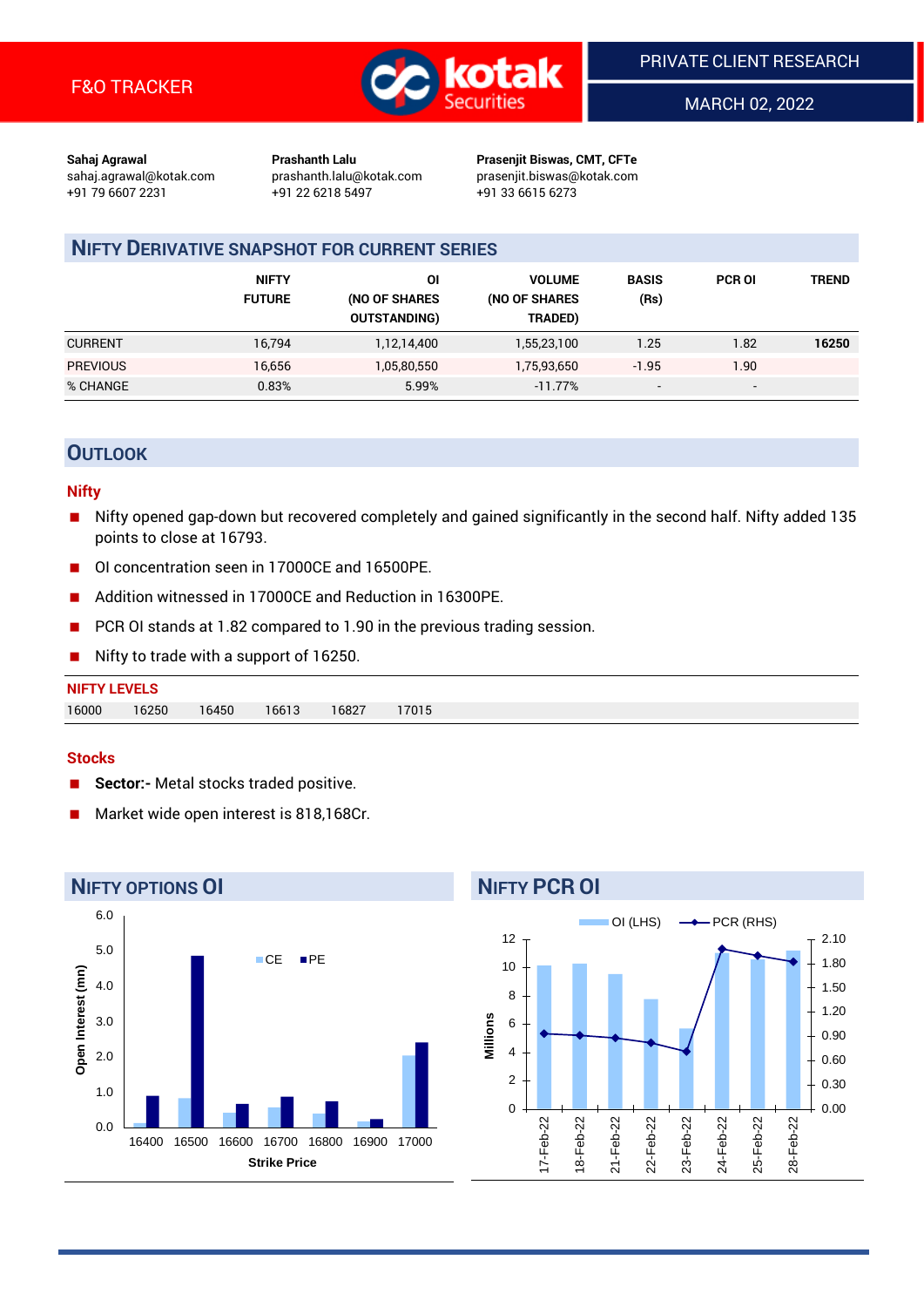F&O TRACKER

PRIVATE CLIENT RESEARCH

MARCH 02, 2022

**Sahaj Agrawal**
sahaj.agrawal@kotak.com
+91 79 6607 2231

**Prashanth Lalu**
prashanth.lalu@kotak.com
+91 22 6218 5497

**Prasenjit Biswas, CMT, CFTe**
prasenjit.biswas@kotak.com
+91 33 6615 6273

## NIFTY DERIVATIVE SNAPSHOT FOR CURRENT SERIES

| | NIFTY FUTURE | OI (NO OF SHARES OUTSTANDING) | VOLUME (NO OF SHARES TRADED) | BASIS (Rs) | PCR OI | TREND |
|---|---|---|---|---|---|---|
| CURRENT | 16,794 | 1,12,14,400 | 1,55,23,100 | 1.25 | 1.82 | **16250** |
| PREVIOUS | 16,656 | 1,05,80,550 | 1,75,93,650 | -1.95 | 1.90 | |
| % CHANGE | 0.83% | 5.99% | -11.77% | - | - | |

## OUTLOOK

### Nifty

- Nifty opened gap-down but recovered completely and gained significantly in the second half. Nifty added 135 points to close at 16793.
- OI concentration seen in 17000CE and 16500PE.
- Addition witnessed in 17000CE and Reduction in 16300PE.
- PCR OI stands at 1.82 compared to 1.90 in the previous trading session.
- Nifty to trade with a support of 16250.

**NIFTY LEVELS**

| 16000 | 16250 | 16450 | 16613 | 16827 | 17015 |
|---|---|---|---|---|---|

### Stocks

- **Sector:-** Metal stocks traded positive.
- Market wide open interest is 818,168Cr.

## NIFTY OPTIONS OI

## NIFTY PCR OI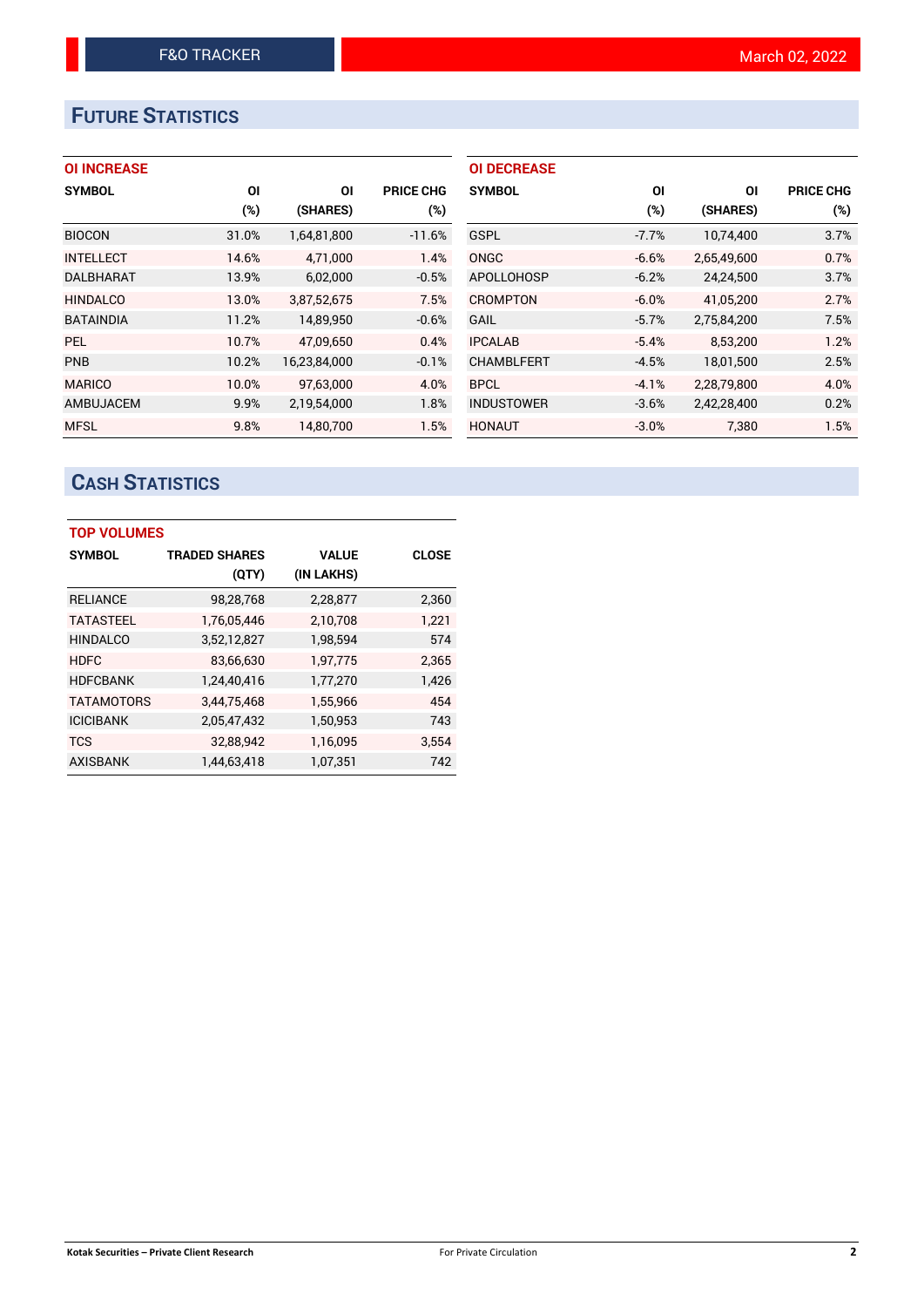# FUTURE STATISTICS

### OI INCREASE

| SYMBOL | OI (%) | OI (SHARES) | PRICE CHG (%) |
|---|---|---|---|
| BIOCON | 31.0% | 1,64,81,800 | -11.6% |
| INTELLECT | 14.6% | 4,71,000 | 1.4% |
| DALBHARAT | 13.9% | 6,02,000 | -0.5% |
| HINDALCO | 13.0% | 3,87,52,675 | 7.5% |
| BATAINDIA | 11.2% | 14,89,950 | -0.6% |
| PEL | 10.7% | 47,09,650 | 0.4% |
| PNB | 10.2% | 16,23,84,000 | -0.1% |
| MARICO | 10.0% | 97,63,000 | 4.0% |
| AMBUJACEM | 9.9% | 2,19,54,000 | 1.8% |
| MFSL | 9.8% | 14,80,700 | 1.5% |

### OI DECREASE

| SYMBOL | OI (%) | OI (SHARES) | PRICE CHG (%) |
|---|---|---|---|
| GSPL | -7.7% | 10,74,400 | 3.7% |
| ONGC | -6.6% | 2,65,49,600 | 0.7% |
| APOLLOHOSP | -6.2% | 24,24,500 | 3.7% |
| CROMPTON | -6.0% | 41,05,200 | 2.7% |
| GAIL | -5.7% | 2,75,84,200 | 7.5% |
| IPCALAB | -5.4% | 8,53,200 | 1.2% |
| CHAMBLFERT | -4.5% | 18,01,500 | 2.5% |
| BPCL | -4.1% | 2,28,79,800 | 4.0% |
| INDUSTOWER | -3.6% | 2,42,28,400 | 0.2% |
| HONAUT | -3.0% | 7,380 | 1.5% |

# CASH STATISTICS

### TOP VOLUMES

| SYMBOL | TRADED SHARES (QTY) | VALUE (IN LAKHS) | CLOSE |
|---|---|---|---|
| RELIANCE | 98,28,768 | 2,28,877 | 2,360 |
| TATASTEEL | 1,76,05,446 | 2,10,708 | 1,221 |
| HINDALCO | 3,52,12,827 | 1,98,594 | 574 |
| HDFC | 83,66,630 | 1,97,775 | 2,365 |
| HDFCBANK | 1,24,40,416 | 1,77,270 | 1,426 |
| TATAMOTORS | 3,44,75,468 | 1,55,966 | 454 |
| ICICIBANK | 2,05,47,432 | 1,50,953 | 743 |
| TCS | 32,88,942 | 1,16,095 | 3,554 |
| AXISBANK | 1,44,63,418 | 1,07,351 | 742 |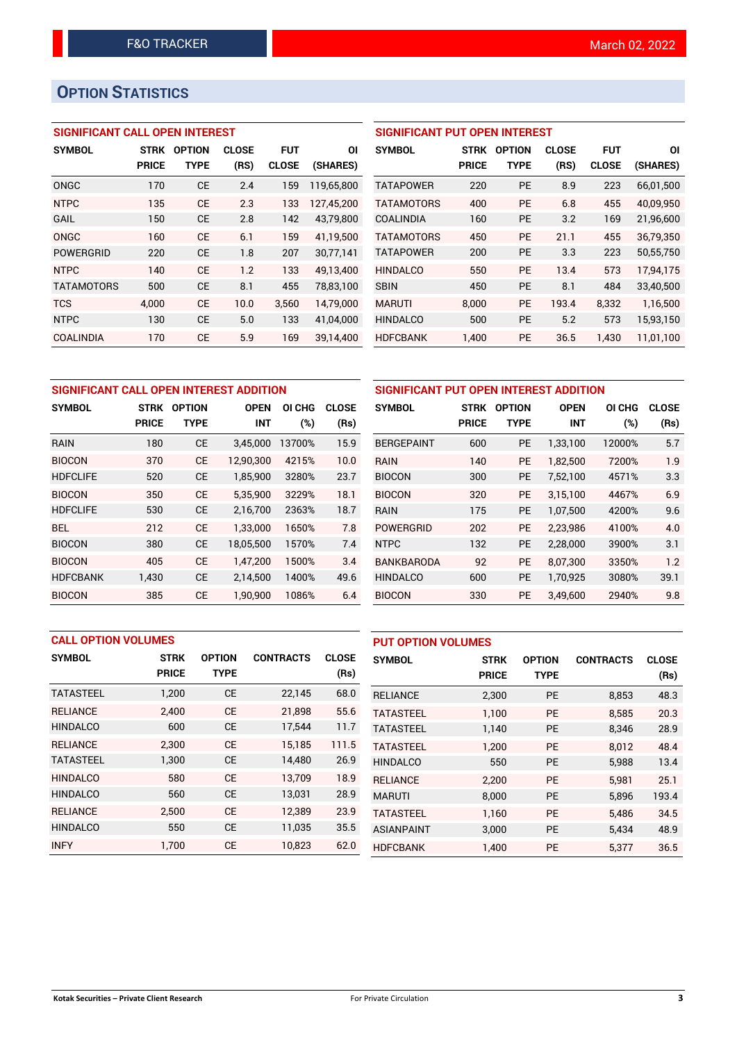## OPTION STATISTICS

### SIGNIFICANT CALL OPEN INTEREST

| SYMBOL | STRK PRICE | OPTION TYPE | CLOSE (RS) | FUT CLOSE | OI (SHARES) |
|---|---|---|---|---|---|
| ONGC | 170 | CE | 2.4 | 159 | 119,65,800 |
| NTPC | 135 | CE | 2.3 | 133 | 127,45,200 |
| GAIL | 150 | CE | 2.8 | 142 | 43,79,800 |
| ONGC | 160 | CE | 6.1 | 159 | 41,19,500 |
| POWERGRID | 220 | CE | 1.8 | 207 | 30,77,141 |
| NTPC | 140 | CE | 1.2 | 133 | 49,13,400 |
| TATAMOTORS | 500 | CE | 8.1 | 455 | 78,83,100 |
| TCS | 4,000 | CE | 10.0 | 3,560 | 14,79,000 |
| NTPC | 130 | CE | 5.0 | 133 | 41,04,000 |
| COALINDIA | 170 | CE | 5.9 | 169 | 39,14,400 |

### SIGNIFICANT PUT OPEN INTEREST

| SYMBOL | STRK PRICE | OPTION TYPE | CLOSE (RS) | FUT CLOSE | OI (SHARES) |
|---|---|---|---|---|---|
| TATAPOWER | 220 | PE | 8.9 | 223 | 66,01,500 |
| TATAMOTORS | 400 | PE | 6.8 | 455 | 40,09,950 |
| COALINDIA | 160 | PE | 3.2 | 169 | 21,96,600 |
| TATAMOTORS | 450 | PE | 21.1 | 455 | 36,79,350 |
| TATAPOWER | 200 | PE | 3.3 | 223 | 50,55,750 |
| HINDALCO | 550 | PE | 13.4 | 573 | 17,94,175 |
| SBIN | 450 | PE | 8.1 | 484 | 33,40,500 |
| MARUTI | 8,000 | PE | 193.4 | 8,332 | 1,16,500 |
| HINDALCO | 500 | PE | 5.2 | 573 | 15,93,150 |
| HDFCBANK | 1,400 | PE | 36.5 | 1,430 | 11,01,100 |

### SIGNIFICANT CALL OPEN INTEREST ADDITION

| SYMBOL | STRK PRICE | OPTION TYPE | OPEN INT | OI CHG (%) | CLOSE (Rs) |
|---|---|---|---|---|---|
| RAIN | 180 | CE | 3,45,000 | 13700% | 15.9 |
| BIOCON | 370 | CE | 12,90,300 | 4215% | 10.0 |
| HDFCLIFE | 520 | CE | 1,85,900 | 3280% | 23.7 |
| BIOCON | 350 | CE | 5,35,900 | 3229% | 18.1 |
| HDFCLIFE | 530 | CE | 2,16,700 | 2363% | 18.7 |
| BEL | 212 | CE | 1,33,000 | 1650% | 7.8 |
| BIOCON | 380 | CE | 18,05,500 | 1570% | 7.4 |
| BIOCON | 405 | CE | 1,47,200 | 1500% | 3.4 |
| HDFCBANK | 1,430 | CE | 2,14,500 | 1400% | 49.6 |
| BIOCON | 385 | CE | 1,90,900 | 1086% | 6.4 |

### SIGNIFICANT PUT OPEN INTEREST ADDITION

| SYMBOL | STRK PRICE | OPTION TYPE | OPEN INT | OI CHG (%) | CLOSE (Rs) |
|---|---|---|---|---|---|
| BERGEPAINT | 600 | PE | 1,33,100 | 12000% | 5.7 |
| RAIN | 140 | PE | 1,82,500 | 7200% | 1.9 |
| BIOCON | 300 | PE | 7,52,100 | 4571% | 3.3 |
| BIOCON | 320 | PE | 3,15,100 | 4467% | 6.9 |
| RAIN | 175 | PE | 1,07,500 | 4200% | 9.6 |
| POWERGRID | 202 | PE | 2,23,986 | 4100% | 4.0 |
| NTPC | 132 | PE | 2,28,000 | 3900% | 3.1 |
| BANKBARODA | 92 | PE | 8,07,300 | 3350% | 1.2 |
| HINDALCO | 600 | PE | 1,70,925 | 3080% | 39.1 |
| BIOCON | 330 | PE | 3,49,600 | 2940% | 9.8 |

### CALL OPTION VOLUMES

| SYMBOL | STRK PRICE | OPTION TYPE | CONTRACTS | CLOSE (Rs) |
|---|---|---|---|---|
| TATASTEEL | 1,200 | CE | 22,145 | 68.0 |
| RELIANCE | 2,400 | CE | 21,898 | 55.6 |
| HINDALCO | 600 | CE | 17,544 | 11.7 |
| RELIANCE | 2,300 | CE | 15,185 | 111.5 |
| TATASTEEL | 1,300 | CE | 14,480 | 26.9 |
| HINDALCO | 580 | CE | 13,709 | 18.9 |
| HINDALCO | 560 | CE | 13,031 | 28.9 |
| RELIANCE | 2,500 | CE | 12,389 | 23.9 |
| HINDALCO | 550 | CE | 11,035 | 35.5 |
| INFY | 1,700 | CE | 10,823 | 62.0 |

### PUT OPTION VOLUMES

| SYMBOL | STRK PRICE | OPTION TYPE | CONTRACTS | CLOSE (Rs) |
|---|---|---|---|---|
| RELIANCE | 2,300 | PE | 8,853 | 48.3 |
| TATASTEEL | 1,100 | PE | 8,585 | 20.3 |
| TATASTEEL | 1,140 | PE | 8,346 | 28.9 |
| TATASTEEL | 1,200 | PE | 8,012 | 48.4 |
| HINDALCO | 550 | PE | 5,988 | 13.4 |
| RELIANCE | 2,200 | PE | 5,981 | 25.1 |
| MARUTI | 8,000 | PE | 5,896 | 193.4 |
| TATASTEEL | 1,160 | PE | 5,486 | 34.5 |
| ASIANPAINT | 3,000 | PE | 5,434 | 48.9 |
| HDFCBANK | 1,400 | PE | 5,377 | 36.5 |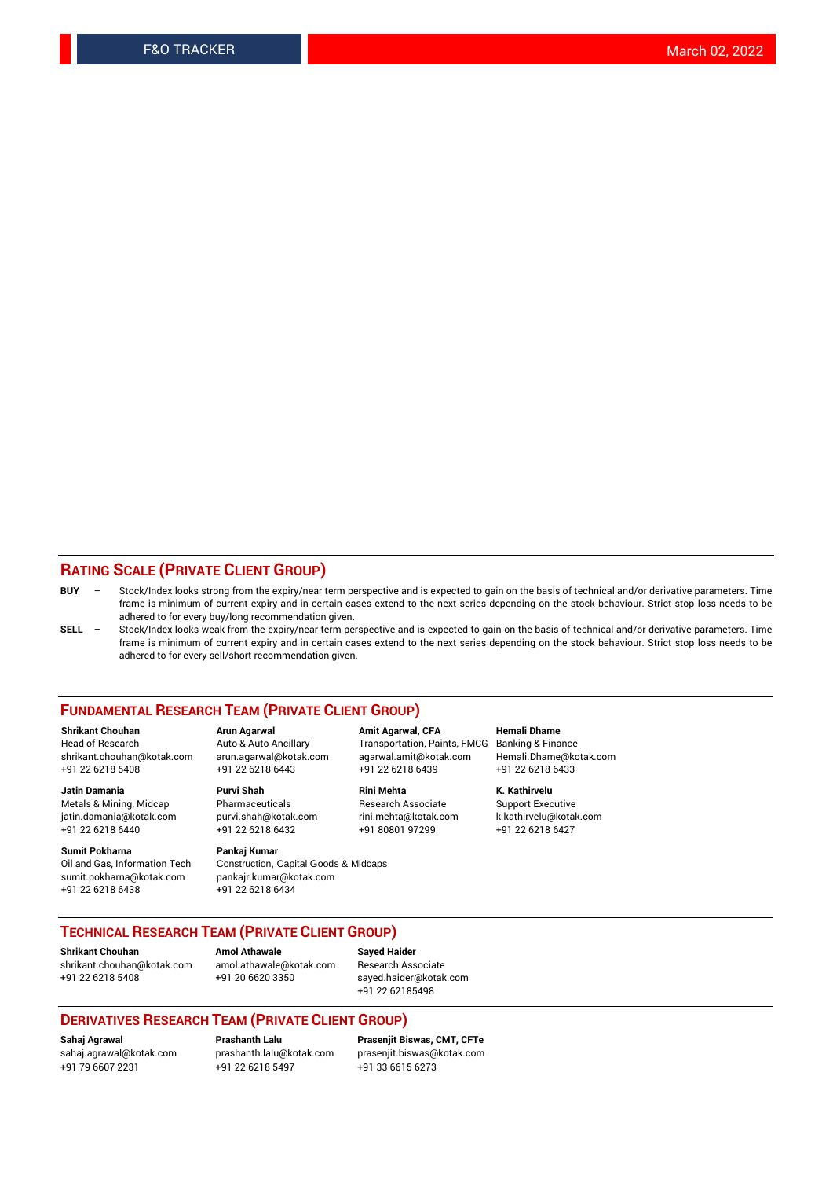## RATING SCALE (PRIVATE CLIENT GROUP)

**BUY** – Stock/Index looks strong from the expiry/near term perspective and is expected to gain on the basis of technical and/or derivative parameters. Time frame is minimum of current expiry and in certain cases extend to the next series depending on the stock behaviour. Strict stop loss needs to be adhered to for every buy/long recommendation given.

**SELL** – Stock/Index looks weak from the expiry/near term perspective and is expected to gain on the basis of technical and/or derivative parameters. Time frame is minimum of current expiry and in certain cases extend to the next series depending on the stock behaviour. Strict stop loss needs to be adhered to for every sell/short recommendation given.

## FUNDAMENTAL RESEARCH TEAM (PRIVATE CLIENT GROUP)

**Shrikant Chouhan**
Head of Research
shrikant.chouhan@kotak.com
+91 22 6218 5408

**Arun Agarwal**
Auto & Auto Ancillary
arun.agarwal@kotak.com
+91 22 6218 6443

**Amit Agarwal, CFA**
Transportation, Paints, FMCG
agarwal.amit@kotak.com
+91 22 6218 6439

**Hemali Dhame**
Banking & Finance
Hemali.Dhame@kotak.com
+91 22 6218 6433

**Jatin Damania**
Metals & Mining, Midcap
jatin.damania@kotak.com
+91 22 6218 6440

**Purvi Shah**
Pharmaceuticals
purvi.shah@kotak.com
+91 22 6218 6432

**Rini Mehta**
Research Associate
rini.mehta@kotak.com
+91 80801 97299

**K. Kathirvelu**
Support Executive
k.kathirvelu@kotak.com
+91 22 6218 6427

**Sumit Pokharna**
Oil and Gas, Information Tech
sumit.pokharna@kotak.com
+91 22 6218 6438

**Pankaj Kumar**
Construction, Capital Goods & Midcaps
pankajr.kumar@kotak.com
+91 22 6218 6434

## TECHNICAL RESEARCH TEAM (PRIVATE CLIENT GROUP)

**Shrikant Chouhan**
shrikant.chouhan@kotak.com
+91 22 6218 5408

**Amol Athawale**
amol.athawale@kotak.com
+91 20 6620 3350

**Sayed Haider**
Research Associate
sayed.haider@kotak.com
+91 22 62185498

## DERIVATIVES RESEARCH TEAM (PRIVATE CLIENT GROUP)

**Sahaj Agrawal**
sahaj.agrawal@kotak.com
+91 79 6607 2231

**Prashanth Lalu**
prashanth.lalu@kotak.com
+91 22 6218 5497

**Prasenjit Biswas, CMT, CFTe**
prasenjit.biswas@kotak.com
+91 33 6615 6273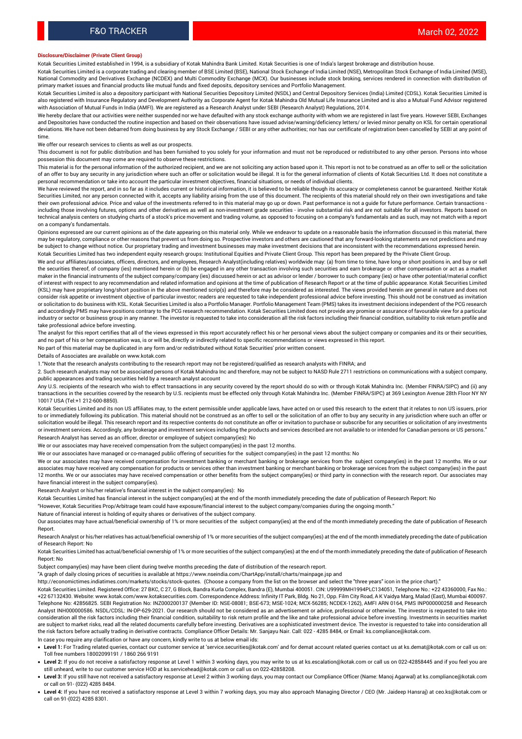**Disclosure/Disclaimer (Private Client Group)**

Kotak Securities Limited established in 1994, is a subsidiary of Kotak Mahindra Bank Limited. Kotak Securities is one of India's largest brokerage and distribution house.

Kotak Securities Limited is a corporate trading and clearing member of BSE Limited (BSE), National Stock Exchange of India Limited (NSE), Metropolitan Stock Exchange of India Limited (MSE), National Commodity and Derivatives Exchange (NCDEX) and Multi Commodity Exchange (MCX). Our businesses include stock broking, services rendered in connection with distribution of primary market issues and financial products like mutual funds and fixed deposits, depository services and Portfolio Management.

Kotak Securities Limited is also a depository participant with National Securities Depository Limited (NSDL) and Central Depository Services (India) Limited (CDSL). Kotak Securities Limited is also registered with Insurance Regulatory and Development Authority as Corporate Agent for Kotak Mahindra Old Mutual Life Insurance Limited and is also a Mutual Fund Advisor registered with Association of Mutual Funds in India (AMFI). We are registered as a Research Analyst under SEBI (Research Analyst) Regulations, 2014.

We hereby declare that our activities were neither suspended nor we have defaulted with any stock exchange authority with whom we are registered in last five years. However SEBI, Exchanges and Depositories have conducted the routine inspection and based on their observations have issued advise/warning/deficiency letters/ or levied minor penalty on KSL for certain operational deviations. We have not been debarred from doing business by any Stock Exchange / SEBI or any other authorities; nor has our certificate of registration been cancelled by SEBI at any point of time.

We offer our research services to clients as well as our prospects.

This document is not for public distribution and has been furnished to you solely for your information and must not be reproduced or redistributed to any other person. Persons into whose possession this document may come are required to observe these restrictions.

This material is for the personal information of the authorized recipient, and we are not soliciting any action based upon it. This report is not to be construed as an offer to sell or the solicitation of an offer to buy any security in any jurisdiction where such an offer or solicitation would be illegal. It is for the general information of clients of Kotak Securities Ltd. It does not constitute a personal recommendation or take into account the particular investment objectives, financial situations, or needs of individual clients.

We have reviewed the report, and in so far as it includes current or historical information, it is believed to be reliable though its accuracy or completeness cannot be guaranteed. Neither Kotak Securities Limited, nor any person connected with it, accepts any liability arising from the use of this document. The recipients of this material should rely on their own investigations and take their own professional advice. Price and value of the investments referred to in this material may go up or down. Past performance is not a guide for future performance. Certain transactions - including those involving futures, options and other derivatives as well as non-investment grade securities - involve substantial risk and are not suitable for all investors. Reports based on technical analysis centers on studying charts of a stock's price movement and trading volume, as opposed to focusing on a company's fundamentals and as such, may not match with a report on a company's fundamentals.

Opinions expressed are our current opinions as of the date appearing on this material only. While we endeavor to update on a reasonable basis the information discussed in this material, there may be regulatory, compliance or other reasons that prevent us from doing so. Prospective investors and others are cautioned that any forward-looking statements are not predictions and may be subject to change without notice. Our proprietary trading and investment businesses may make investment decisions that are inconsistent with the recommendations expressed herein.

Kotak Securities Limited has two independent equity research groups: Institutional Equities and Private Client Group. This report has been prepared by the Private Client Group.

We and our affiliates/associates, officers, directors, and employees, Research Analyst(including relatives) worldwide may: (a) from time to time, have long or short positions in, and buy or sell the securities thereof, of company (ies) mentioned herein or (b) be engaged in any other transaction involving such securities and earn brokerage or other compensation or act as a market maker in the financial instruments of the subject company/company (ies) discussed herein or act as advisor or lender / borrower to such company (ies) or have other potential/material conflict of interest with respect to any recommendation and related information and opinions at the time of publication of Research Report or at the time of public appearance. Kotak Securities Limited (KSL) may have proprietary long/short position in the above mentioned scrip(s) and therefore may be considered as interested. The views provided herein are general in nature and does not consider risk appetite or investment objective of particular investor; readers are requested to take independent professional advice before investing. This should not be construed as invitation or solicitation to do business with KSL. Kotak Securities Limited is also a Portfolio Manager. Portfolio Management Team (PMS) takes its investment decisions independent of the PCG research and accordingly PMS may have positions contrary to the PCG research recommendation. Kotak Securities Limited does not provide any promise or assurance of favourable view for a particular industry or sector or business group in any manner. The investor is requested to take into consideration all the risk factors including their financial condition, suitability to risk return profile and take professional advice before investing.

The analyst for this report certifies that all of the views expressed in this report accurately reflect his or her personal views about the subject company or companies and its or their securities, and no part of his or her compensation was, is or will be, directly or indirectly related to specific recommendations or views expressed in this report.

No part of this material may be duplicated in any form and/or redistributed without Kotak Securities' prior written consent.

Details of Associates are available on www.kotak.com

1."Note that the research analysts contributing to the research report may not be registered/qualified as research analysts with FINRA; and

2. Such research analysts may not be associated persons of Kotak Mahindra Inc and therefore, may not be subject to NASD Rule 2711 restrictions on communications with a subject company, public appearances and trading securities held by a research analyst account

Any U.S. recipients of the research who wish to effect transactions in any security covered by the report should do so with or through Kotak Mahindra Inc. (Member FINRA/SIPC) and (ii) any transactions in the securities covered by the research by U.S. recipients must be effected only through Kotak Mahindra Inc. (Member FINRA/SIPC) at 369 Lexington Avenue 28th Floor NY NY 10017 USA (Tel:+1 212-600-8850).

Kotak Securities Limited and its non US affiliates may, to the extent permissible under applicable laws, have acted on or used this research to the extent that it relates to non US issuers, prior to or immediately following its publication. This material should not be construed as an offer to sell or the solicitation of an offer to buy any security in any jurisdiction where such an offer or solicitation would be illegal. This research report and its respective contents do not constitute an offer or invitation to purchase or subscribe for any securities or solicitation of any investments or investment services. Accordingly, any brokerage and investment services including the products and services described are not available to or intended for Canadian persons or US persons."

Research Analyst has served as an officer, director or employee of subject company(ies): No

We or our associates may have received compensation from the subject company(ies) in the past 12 months.

We or our associates have managed or co-managed public offering of securities for the subject company(ies) in the past 12 months: No

We or our associates may have received compensation for investment banking or merchant banking or brokerage services from the subject company(ies) in the past 12 months. We or our associates may have received any compensation for products or services other than investment banking or merchant banking or brokerage services from the subject company(ies) in the past 12 months. We or our associates may have received compensation or other benefits from the subject company(ies) or third party in connection with the research report. Our associates may have financial interest in the subject company(ies).

Research Analyst or his/her relative's financial interest in the subject company(ies): No

Kotak Securities Limited has financial interest in the subject company(ies) at the end of the month immediately preceding the date of publication of Research Report: No

"However, Kotak Securities Prop/Arbitrage team could have exposure/financial interest to the subject company/companies during the ongoing month."

Nature of financial interest is holding of equity shares or derivatives of the subject company.

Our associates may have actual/beneficial ownership of 1% or more securities of the subject company(ies) at the end of the month immediately preceding the date of publication of Research Report.

Research Analyst or his/her relatives has actual/beneficial ownership of 1% or more securities of the subject company(ies) at the end of the month immediately preceding the date of publication of Research Report: No

Kotak Securities Limited has actual/beneficial ownership of 1% or more securities of the subject company(ies) at the end of the month immediately preceding the date of publication of Research Report: No

Subject company(ies) may have been client during twelve months preceding the date of distribution of the research report.

"A graph of daily closing prices of securities is available at https://www.nseindia.com/ChartApp/install/charts/mainpage.jsp and

http://economictimes.indiatimes.com/markets/stocks/stock-quotes. (Choose a company from the list on the browser and select the "three years" icon in the price chart)."

Kotak Securities Limited. Registered Office: 27 BKC, C 27, G Block, Bandra Kurla Complex, Bandra (E), Mumbai 400051. CIN: U99999MH1994PLC134051, Telephone No.: +22 43360000, Fax No.: +22 67132430. Website: www.kotak.com/www.kotaksecurities.com. Correspondence Address: Infinity IT Park, Bldg. No 21, Opp. Film City Road, A K Vaidya Marg, Malad (East), Mumbai 400097. Telephone No: 42856825. SEBI Registration No: INZ000200137 (Member ID: NSE-08081; BSE-673; MSE-1024; MCX-56285; NCDEX-1262), AMFI ARN 0164, PMS INP000000258 and Research Analyst INH000000586. NSDL/CDSL: IN-DP-629-2021. Our research should not be considered as an advertisement or advice, professional or otherwise. The investor is requested to take into consideration all the risk factors including their financial condition, suitability to risk return profile and the like and take professional advice before investing. Investments in securities market are subject to market risks, read all the related documents carefully before investing. Derivatives are a sophisticated investment device. The investor is requested to take into consideration all the risk factors before actually trading in derivative contracts. Compliance Officer Details: Mr. Sanjayu Nair. Call: 022 - 4285 8484, or Email: ks.compliance@kotak.com.

In case you require any clarification or have any concern, kindly write to us at below email ids:

- **Level 1:** For Trading related queries, contact our customer service at 'service.securities@kotak.com' and for demat account related queries contact us at ks.demat@kotak.com or call us on: Toll free numbers 18002099191 / 1860 266 9191
- **Level 2:** If you do not receive a satisfactory response at Level 1 within 3 working days, you may write to us at ks.escalation@kotak.com or call us on 022-42858445 and if you feel you are still unheard, write to our customer service HOD at ks.servicehead@kotak.com or call us on 022-42858208.
- **Level 3:** If you still have not received a satisfactory response at Level 2 within 3 working days, you may contact our Compliance Officer (Name: Manoj Agarwal) at ks.compliance@kotak.com or call on 91- (022) 4285 8484.
- **Level 4:** If you have not received a satisfactory response at Level 3 within 7 working days, you may also approach Managing Director / CEO (Mr. Jaideep Hansraj) at ceo.ks@kotak.com or call on 91-(022) 4285 8301.